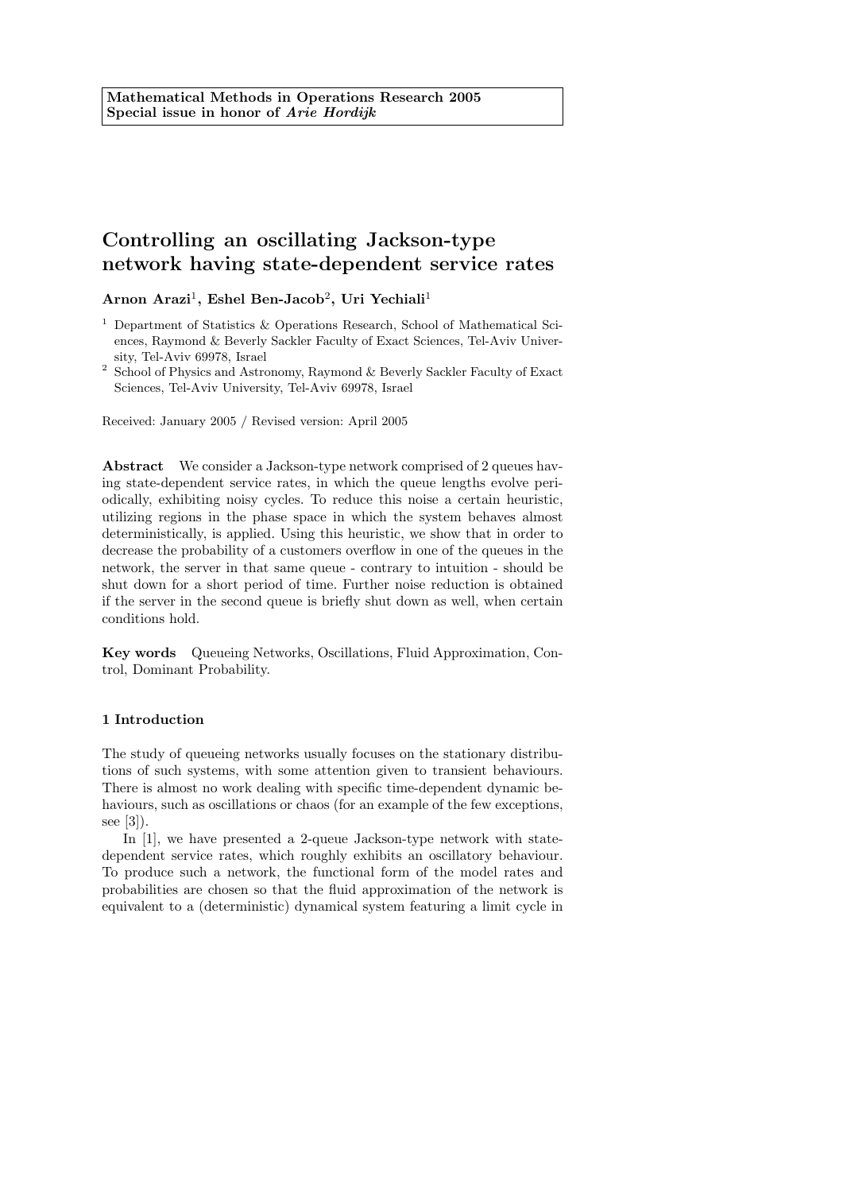**Mathematical Methods in Operations Research 2005**
**Special issue in honor of *Arie Hordijk***

# Controlling an oscillating Jackson-type network having state-dependent service rates

**Arnon Arazi**[1], **Eshel Ben-Jacob**[2], **Uri Yechiali**[1]

[1] Department of Statistics & Operations Research, School of Mathematical Sciences, Raymond & Beverly Sackler Faculty of Exact Sciences, Tel-Aviv University, Tel-Aviv 69978, Israel

[2] School of Physics and Astronomy, Raymond & Beverly Sackler Faculty of Exact Sciences, Tel-Aviv University, Tel-Aviv 69978, Israel

Received: January 2005 / Revised version: April 2005

**Abstract** We consider a Jackson-type network comprised of 2 queues having state-dependent service rates, in which the queue lengths evolve periodically, exhibiting noisy cycles. To reduce this noise a certain heuristic, utilizing regions in the phase space in which the system behaves almost deterministically, is applied. Using this heuristic, we show that in order to decrease the probability of a customers overflow in one of the queues in the network, the server in that same queue - contrary to intuition - should be shut down for a short period of time. Further noise reduction is obtained if the server in the second queue is briefly shut down as well, when certain conditions hold.

**Key words** Queueing Networks, Oscillations, Fluid Approximation, Control, Dominant Probability.

## 1 Introduction

The study of queueing networks usually focuses on the stationary distributions of such systems, with some attention given to transient behaviours. There is almost no work dealing with specific time-dependent dynamic behaviours, such as oscillations or chaos (for an example of the few exceptions, see [3]).

In [1], we have presented a 2-queue Jackson-type network with state-dependent service rates, which roughly exhibits an oscillatory behaviour. To produce such a network, the functional form of the model rates and probabilities are chosen so that the fluid approximation of the network is equivalent to a (deterministic) dynamical system featuring a limit cycle in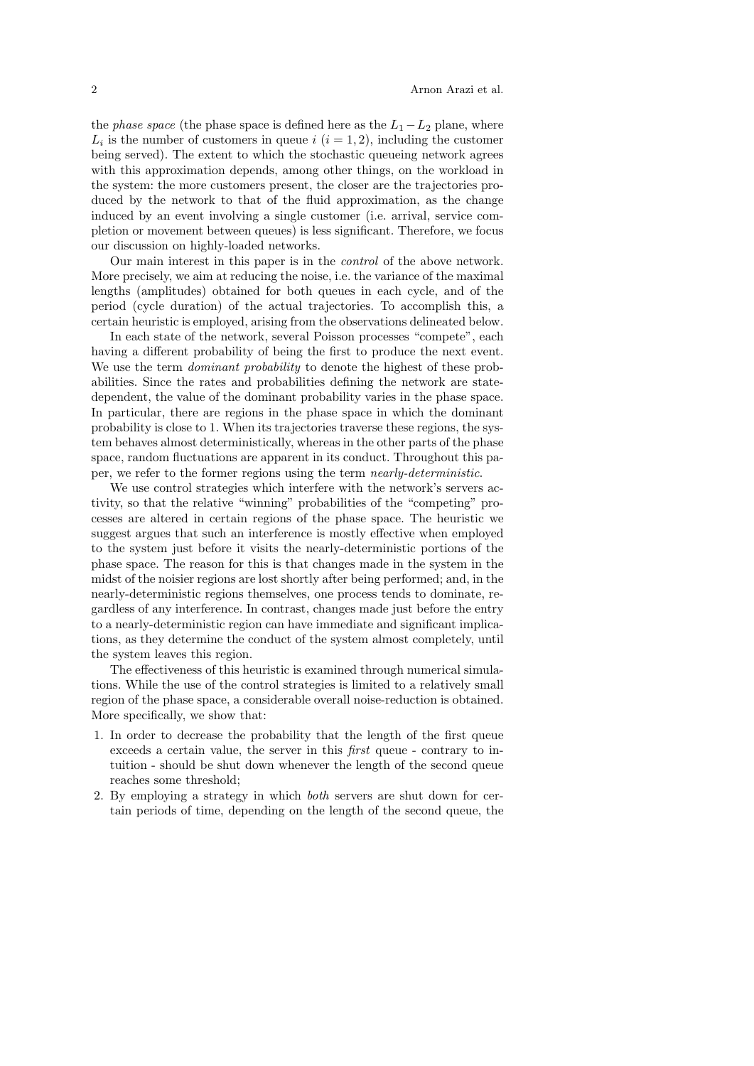the *phase space* (the phase space is defined here as the $L_1 - L_2$ plane, where $L_i$ is the number of customers in queue $i$ ($i = 1, 2$), including the customer being served). The extent to which the stochastic queueing network agrees with this approximation depends, among other things, on the workload in the system: the more customers present, the closer are the trajectories produced by the network to that of the fluid approximation, as the change induced by an event involving a single customer (i.e. arrival, service completion or movement between queues) is less significant. Therefore, we focus our discussion on highly-loaded networks.

Our main interest in this paper is in the *control* of the above network. More precisely, we aim at reducing the noise, i.e. the variance of the maximal lengths (amplitudes) obtained for both queues in each cycle, and of the period (cycle duration) of the actual trajectories. To accomplish this, a certain heuristic is employed, arising from the observations delineated below.

In each state of the network, several Poisson processes "compete", each having a different probability of being the first to produce the next event. We use the term *dominant probability* to denote the highest of these probabilities. Since the rates and probabilities defining the network are state-dependent, the value of the dominant probability varies in the phase space. In particular, there are regions in the phase space in which the dominant probability is close to 1. When its trajectories traverse these regions, the system behaves almost deterministically, whereas in the other parts of the phase space, random fluctuations are apparent in its conduct. Throughout this paper, we refer to the former regions using the term *nearly-deterministic*.

We use control strategies which interfere with the network's servers activity, so that the relative "winning" probabilities of the "competing" processes are altered in certain regions of the phase space. The heuristic we suggest argues that such an interference is mostly effective when employed to the system just before it visits the nearly-deterministic portions of the phase space. The reason for this is that changes made in the system in the midst of the noisier regions are lost shortly after being performed; and, in the nearly-deterministic regions themselves, one process tends to dominate, regardless of any interference. In contrast, changes made just before the entry to a nearly-deterministic region can have immediate and significant implications, as they determine the conduct of the system almost completely, until the system leaves this region.

The effectiveness of this heuristic is examined through numerical simulations. While the use of the control strategies is limited to a relatively small region of the phase space, a considerable overall noise-reduction is obtained. More specifically, we show that:

1. In order to decrease the probability that the length of the first queue exceeds a certain value, the server in this *first* queue - contrary to intuition - should be shut down whenever the length of the second queue reaches some threshold;
2. By employing a strategy in which *both* servers are shut down for certain periods of time, depending on the length of the second queue, the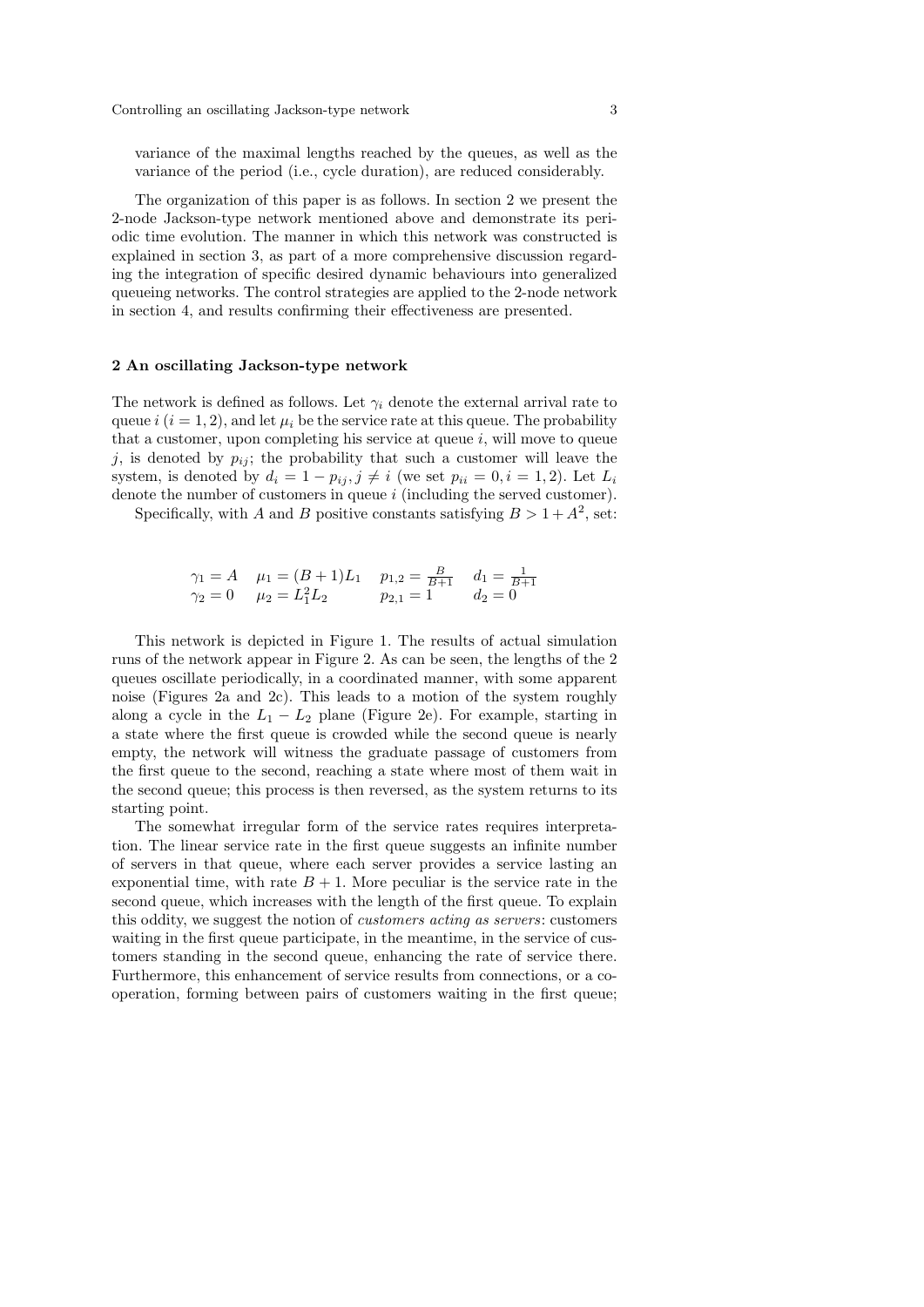variance of the maximal lengths reached by the queues, as well as the variance of the period (i.e., cycle duration), are reduced considerably.

The organization of this paper is as follows. In section 2 we present the 2-node Jackson-type network mentioned above and demonstrate its periodic time evolution. The manner in which this network was constructed is explained in section 3, as part of a more comprehensive discussion regarding the integration of specific desired dynamic behaviours into generalized queueing networks. The control strategies are applied to the 2-node network in section 4, and results confirming their effectiveness are presented.

## 2 An oscillating Jackson-type network

The network is defined as follows. Let $\gamma_i$ denote the external arrival rate to queue $i$ ($i = 1, 2$), and let $\mu_i$ be the service rate at this queue. The probability that a customer, upon completing his service at queue $i$, will move to queue $j$, is denoted by $p_{ij}$; the probability that such a customer will leave the system, is denoted by $d_i = 1 - p_{ij}, j \neq i$ (we set $p_{ii} = 0, i = 1, 2$). Let $L_i$ denote the number of customers in queue $i$ (including the served customer).

Specifically, with $A$ and $B$ positive constants satisfying $B > 1 + A^2$, set:

$$\begin{array}{llll} \gamma_1 = A & \mu_1 = (B+1)L_1 & p_{1,2} = \frac{B}{B+1} & d_1 = \frac{1}{B+1} \\ \gamma_2 = 0 & \mu_2 = L_1^2 L_2 & p_{2,1} = 1 & d_2 = 0 \end{array}$$

This network is depicted in Figure 1. The results of actual simulation runs of the network appear in Figure 2. As can be seen, the lengths of the 2 queues oscillate periodically, in a coordinated manner, with some apparent noise (Figures 2a and 2c). This leads to a motion of the system roughly along a cycle in the $L_1 - L_2$ plane (Figure 2e). For example, starting in a state where the first queue is crowded while the second queue is nearly empty, the network will witness the graduate passage of customers from the first queue to the second, reaching a state where most of them wait in the second queue; this process is then reversed, as the system returns to its starting point.

The somewhat irregular form of the service rates requires interpretation. The linear service rate in the first queue suggests an infinite number of servers in that queue, where each server provides a service lasting an exponential time, with rate $B + 1$. More peculiar is the service rate in the second queue, which increases with the length of the first queue. To explain this oddity, we suggest the notion of *customers acting as servers*: customers waiting in the first queue participate, in the meantime, in the service of customers standing in the second queue, enhancing the rate of service there. Furthermore, this enhancement of service results from connections, or a cooperation, forming between pairs of customers waiting in the first queue;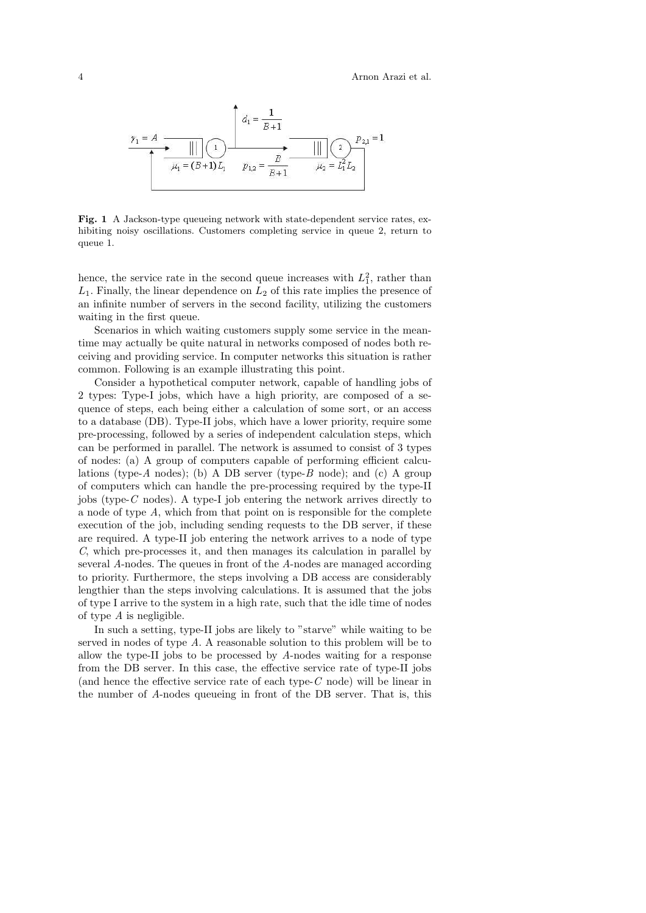$\gamma_1 = A$

$\mu_1 = (B+1)L_1$

$d_1 = \frac{1}{B+1}$

$p_{1,2} = \frac{B}{B+1}$

$\mu_2 = L_1^2 L_2$

$p_{2,1} = 1$

**Fig. 1** A Jackson-type queueing network with state-dependent service rates, exhibiting noisy oscillations. Customers completing service in queue 2, return to queue 1.

hence, the service rate in the second queue increases with $L_1^2$, rather than $L_1$. Finally, the linear dependence on $L_2$ of this rate implies the presence of an infinite number of servers in the second facility, utilizing the customers waiting in the first queue.

Scenarios in which waiting customers supply some service in the meantime may actually be quite natural in networks composed of nodes both receiving and providing service. In computer networks this situation is rather common. Following is an example illustrating this point.

Consider a hypothetical computer network, capable of handling jobs of 2 types: Type-I jobs, which have a high priority, are composed of a sequence of steps, each being either a calculation of some sort, or an access to a database (DB). Type-II jobs, which have a lower priority, require some pre-processing, followed by a series of independent calculation steps, which can be performed in parallel. The network is assumed to consist of 3 types of nodes: (a) A group of computers capable of performing efficient calculations (type-$A$ nodes); (b) A DB server (type-$B$ node); and (c) A group of computers which can handle the pre-processing required by the type-II jobs (type-$C$ nodes). A type-I job entering the network arrives directly to a node of type $A$, which from that point on is responsible for the complete execution of the job, including sending requests to the DB server, if these are required. A type-II job entering the network arrives to a node of type $C$, which pre-processes it, and then manages its calculation in parallel by several $A$-nodes. The queues in front of the $A$-nodes are managed according to priority. Furthermore, the steps involving a DB access are considerably lengthier than the steps involving calculations. It is assumed that the jobs of type I arrive to the system in a high rate, such that the idle time of nodes of type $A$ is negligible.

In such a setting, type-II jobs are likely to "starve" while waiting to be served in nodes of type $A$. A reasonable solution to this problem will be to allow the type-II jobs to be processed by $A$-nodes waiting for a response from the DB server. In this case, the effective service rate of type-II jobs (and hence the effective service rate of each type-$C$ node) will be linear in the number of $A$-nodes queueing in front of the DB server. That is, this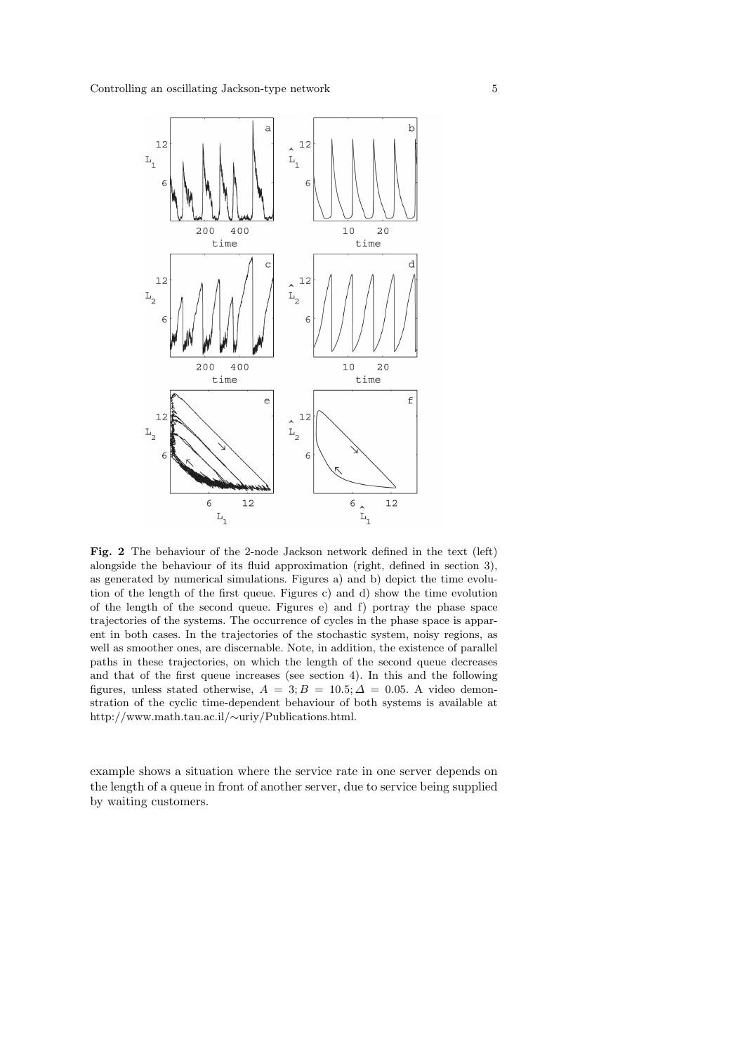a

12

$L_1$

6

200 400

time

b

12

$\hat{L}_1$

6

10 20

time

c

12

$L_2$

6

200 400

time

d

12

$\hat{L}_2$

6

10 20

time

e

12

$L_2$

6

6 12

$L_1$

f

12

$\hat{L}_2$

6

6 12

$\hat{L}_1$

**Fig. 2** The behaviour of the 2-node Jackson network defined in the text (left) alongside the behaviour of its fluid approximation (right, defined in section 3), as generated by numerical simulations. Figures a) and b) depict the time evolution of the length of the first queue. Figures c) and d) show the time evolution of the length of the second queue. Figures e) and f) portray the phase space trajectories of the systems. The occurrence of cycles in the phase space is apparent in both cases. In the trajectories of the stochastic system, noisy regions, as well as smoother ones, are discernable. Note, in addition, the existence of parallel paths in these trajectories, on which the length of the second queue decreases and that of the first queue increases (see section 4). In this and the following figures, unless stated otherwise, $A = 3; B = 10.5; \Delta = 0.05$. A video demonstration of the cyclic time-dependent behaviour of both systems is available at http://www.math.tau.ac.il/∼uriy/Publications.html.

example shows a situation where the service rate in one server depends on the length of a queue in front of another server, due to service being supplied by waiting customers.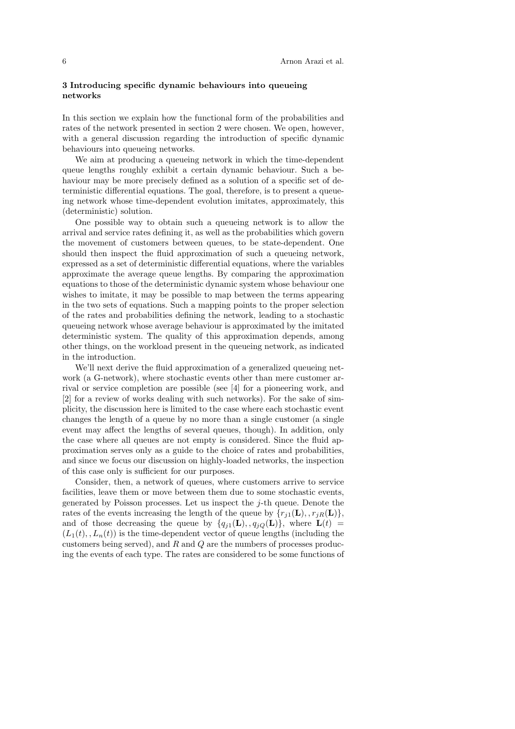## 3 Introducing specific dynamic behaviours into queueing networks

In this section we explain how the functional form of the probabilities and rates of the network presented in section 2 were chosen. We open, however, with a general discussion regarding the introduction of specific dynamic behaviours into queueing networks.

We aim at producing a queueing network in which the time-dependent queue lengths roughly exhibit a certain dynamic behaviour. Such a behaviour may be more precisely defined as a solution of a specific set of deterministic differential equations. The goal, therefore, is to present a queueing network whose time-dependent evolution imitates, approximately, this (deterministic) solution.

One possible way to obtain such a queueing network is to allow the arrival and service rates defining it, as well as the probabilities which govern the movement of customers between queues, to be state-dependent. One should then inspect the fluid approximation of such a queueing network, expressed as a set of deterministic differential equations, where the variables approximate the average queue lengths. By comparing the approximation equations to those of the deterministic dynamic system whose behaviour one wishes to imitate, it may be possible to map between the terms appearing in the two sets of equations. Such a mapping points to the proper selection of the rates and probabilities defining the network, leading to a stochastic queueing network whose average behaviour is approximated by the imitated deterministic system. The quality of this approximation depends, among other things, on the workload present in the queueing network, as indicated in the introduction.

We'll next derive the fluid approximation of a generalized queueing network (a G-network), where stochastic events other than mere customer arrival or service completion are possible (see [4] for a pioneering work, and [2] for a review of works dealing with such networks). For the sake of simplicity, the discussion here is limited to the case where each stochastic event changes the length of a queue by no more than a single customer (a single event may affect the lengths of several queues, though). In addition, only the case where all queues are not empty is considered. Since the fluid approximation serves only as a guide to the choice of rates and probabilities, and since we focus our discussion on highly-loaded networks, the inspection of this case only is sufficient for our purposes.

Consider, then, a network of queues, where customers arrive to service facilities, leave them or move between them due to some stochastic events, generated by Poisson processes. Let us inspect the $j$-th queue. Denote the rates of the events increasing the length of the queue by $\{r_{j1}(\mathbf{L}), , r_{jR}(\mathbf{L})\}$, and of those decreasing the queue by $\{q_{j1}(\mathbf{L}), , q_{jQ}(\mathbf{L})\}$, where $\mathbf{L}(t) = (L_1(t), , L_n(t))$ is the time-dependent vector of queue lengths (including the customers being served), and $R$ and $Q$ are the numbers of processes producing the events of each type. The rates are considered to be some functions of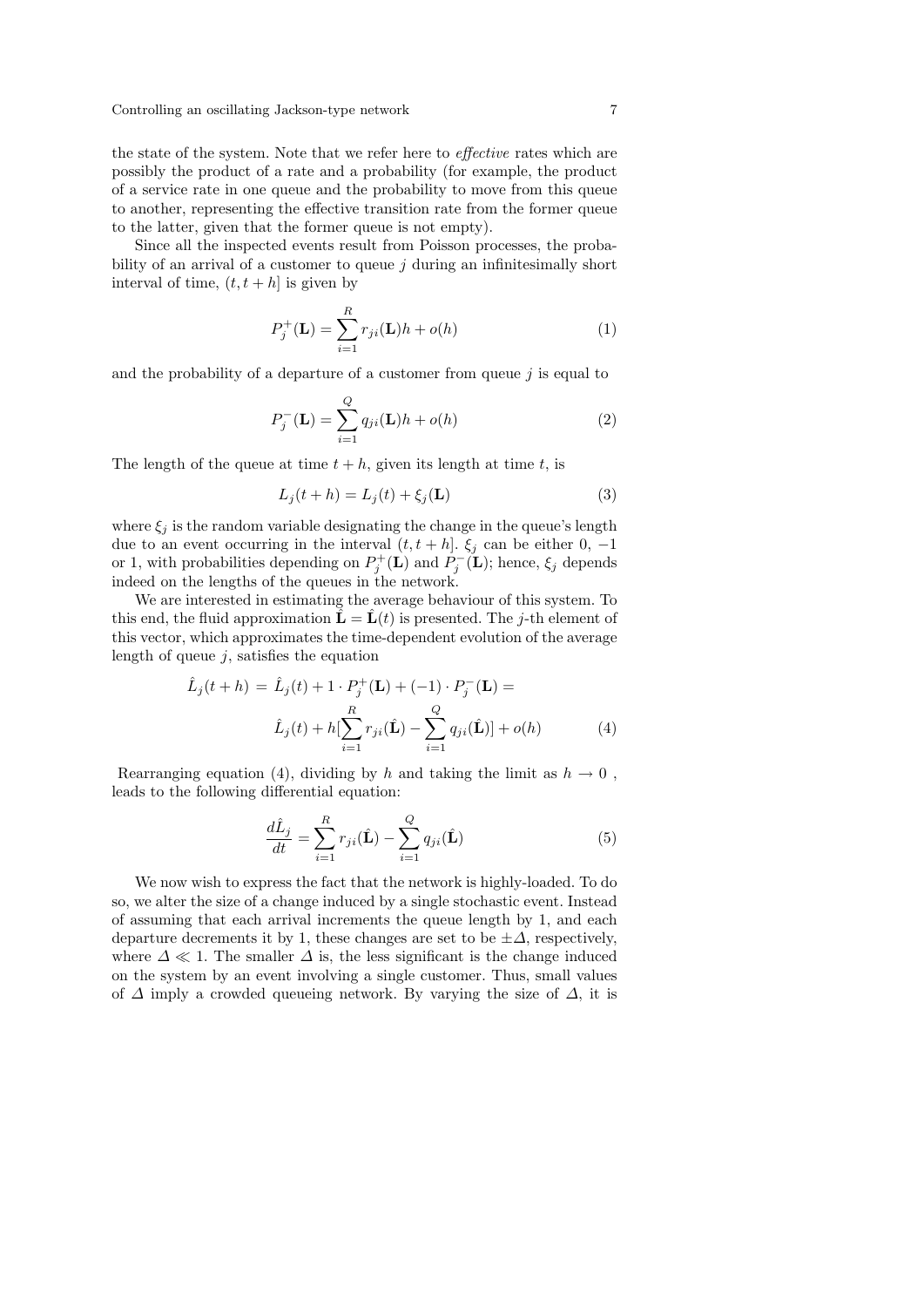the state of the system. Note that we refer here to *effective* rates which are possibly the product of a rate and a probability (for example, the product of a service rate in one queue and the probability to move from this queue to another, representing the effective transition rate from the former queue to the latter, given that the former queue is not empty).

Since all the inspected events result from Poisson processes, the probability of an arrival of a customer to queue $j$ during an infinitesimally short interval of time, $(t, t+h]$ is given by

$$P_j^+(\mathbf{L}) = \sum_{i=1}^{R} r_{ji}(\mathbf{L})h + o(h) \tag{1}$$

and the probability of a departure of a customer from queue $j$ is equal to

$$P_j^-(\mathbf{L}) = \sum_{i=1}^{Q} q_{ji}(\mathbf{L})h + o(h) \tag{2}$$

The length of the queue at time $t+h$, given its length at time $t$, is

$$L_j(t+h) = L_j(t) + \xi_j(\mathbf{L}) \tag{3}$$

where $\xi_j$ is the random variable designating the change in the queue's length due to an event occurring in the interval $(t, t+h]$. $\xi_j$ can be either 0, $-1$ or 1, with probabilities depending on $P_j^+(\mathbf{L})$ and $P_j^-(\mathbf{L})$; hence, $\xi_j$ depends indeed on the lengths of the queues in the network.

We are interested in estimating the average behaviour of this system. To this end, the fluid approximation $\hat{\mathbf{L}} = \hat{\mathbf{L}}(t)$ is presented. The $j$-th element of this vector, which approximates the time-dependent evolution of the average length of queue $j$, satisfies the equation

$$\begin{aligned}\hat{L}_j(t+h) &= \hat{L}_j(t) + 1 \cdot P_j^+(\mathbf{L}) + (-1) \cdot P_j^-(\mathbf{L}) = \\ &\hat{L}_j(t) + h[\sum_{i=1}^{R} r_{ji}(\hat{\mathbf{L}}) - \sum_{i=1}^{Q} q_{ji}(\hat{\mathbf{L}})] + o(h)\end{aligned} \tag{4}$$

Rearranging equation (4), dividing by $h$ and taking the limit as $h \to 0$ , leads to the following differential equation:

$$\frac{d\hat{L}_j}{dt} = \sum_{i=1}^{R} r_{ji}(\hat{\mathbf{L}}) - \sum_{i=1}^{Q} q_{ji}(\hat{\mathbf{L}}) \tag{5}$$

We now wish to express the fact that the network is highly-loaded. To do so, we alter the size of a change induced by a single stochastic event. Instead of assuming that each arrival increments the queue length by 1, and each departure decrements it by 1, these changes are set to be $\pm\Delta$, respectively, where $\Delta \ll 1$. The smaller $\Delta$ is, the less significant is the change induced on the system by an event involving a single customer. Thus, small values of $\Delta$ imply a crowded queueing network. By varying the size of $\Delta$, it is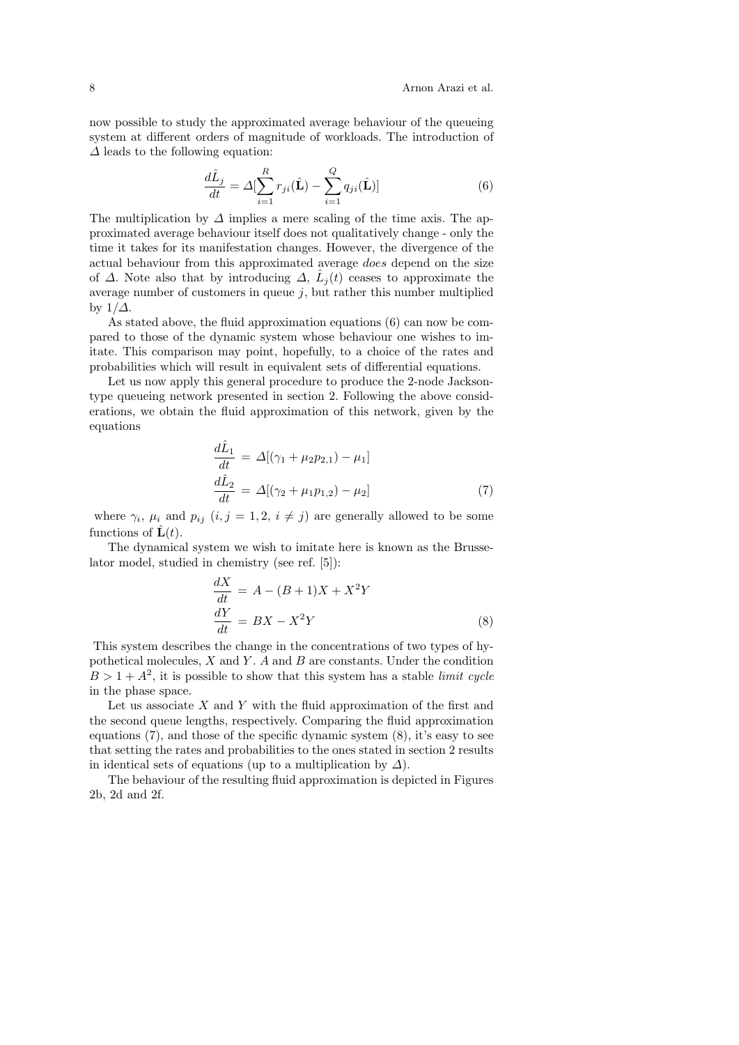now possible to study the approximated average behaviour of the queueing system at different orders of magnitude of workloads. The introduction of $\Delta$ leads to the following equation:

$$\frac{d\hat{L}_j}{dt} = \Delta[\sum_{i=1}^{R} r_{ji}(\hat{\mathbf{L}}) - \sum_{i=1}^{Q} q_{ji}(\hat{\mathbf{L}})] \tag{6}$$

The multiplication by $\Delta$ implies a mere scaling of the time axis. The approximated average behaviour itself does not qualitatively change - only the time it takes for its manifestation changes. However, the divergence of the actual behaviour from this approximated average *does* depend on the size of $\Delta$. Note also that by introducing $\Delta$, $\hat{L}_j(t)$ ceases to approximate the average number of customers in queue $j$, but rather this number multiplied by $1/\Delta$.

As stated above, the fluid approximation equations (6) can now be compared to those of the dynamic system whose behaviour one wishes to imitate. This comparison may point, hopefully, to a choice of the rates and probabilities which will result in equivalent sets of differential equations.

Let us now apply this general procedure to produce the 2-node Jackson-type queueing network presented in section 2. Following the above considerations, we obtain the fluid approximation of this network, given by the equations

$$\begin{aligned}
\frac{d\hat{L}_1}{dt} &= \Delta[(\gamma_1 + \mu_2 p_{2,1}) - \mu_1] \\
\frac{d\hat{L}_2}{dt} &= \Delta[(\gamma_2 + \mu_1 p_{1,2}) - \mu_2]
\end{aligned} \tag{7}$$

where $\gamma_i$, $\mu_i$ and $p_{ij}$ $(i, j = 1, 2,\ i \neq j)$ are generally allowed to be some functions of $\hat{\mathbf{L}}(t)$.

The dynamical system we wish to imitate here is known as the Brusselator model, studied in chemistry (see ref. [5]):

$$\begin{aligned}
\frac{dX}{dt} &= A - (B+1)X + X^2 Y \\
\frac{dY}{dt} &= BX - X^2 Y
\end{aligned} \tag{8}$$

This system describes the change in the concentrations of two types of hypothetical molecules, $X$ and $Y$. $A$ and $B$ are constants. Under the condition $B > 1 + A^2$, it is possible to show that this system has a stable *limit cycle* in the phase space.

Let us associate $X$ and $Y$ with the fluid approximation of the first and the second queue lengths, respectively. Comparing the fluid approximation equations (7), and those of the specific dynamic system (8), it's easy to see that setting the rates and probabilities to the ones stated in section 2 results in identical sets of equations (up to a multiplication by $\Delta$).

The behaviour of the resulting fluid approximation is depicted in Figures 2b, 2d and 2f.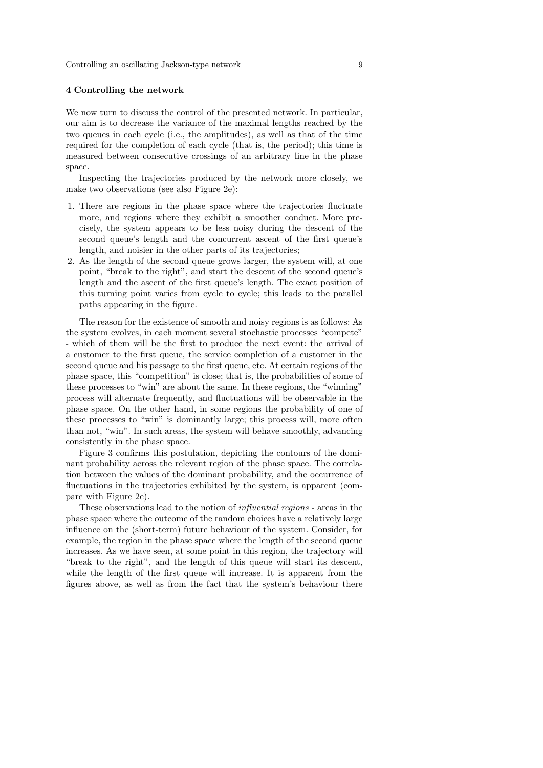## 4 Controlling the network

We now turn to discuss the control of the presented network. In particular, our aim is to decrease the variance of the maximal lengths reached by the two queues in each cycle (i.e., the amplitudes), as well as that of the time required for the completion of each cycle (that is, the period); this time is measured between consecutive crossings of an arbitrary line in the phase space.

Inspecting the trajectories produced by the network more closely, we make two observations (see also Figure 2e):

1. There are regions in the phase space where the trajectories fluctuate more, and regions where they exhibit a smoother conduct. More precisely, the system appears to be less noisy during the descent of the second queue's length and the concurrent ascent of the first queue's length, and noisier in the other parts of its trajectories;
2. As the length of the second queue grows larger, the system will, at one point, "break to the right", and start the descent of the second queue's length and the ascent of the first queue's length. The exact position of this turning point varies from cycle to cycle; this leads to the parallel paths appearing in the figure.

The reason for the existence of smooth and noisy regions is as follows: As the system evolves, in each moment several stochastic processes "compete" - which of them will be the first to produce the next event: the arrival of a customer to the first queue, the service completion of a customer in the second queue and his passage to the first queue, etc. At certain regions of the phase space, this "competition" is close; that is, the probabilities of some of these processes to "win" are about the same. In these regions, the "winning" process will alternate frequently, and fluctuations will be observable in the phase space. On the other hand, in some regions the probability of one of these processes to "win" is dominantly large; this process will, more often than not, "win". In such areas, the system will behave smoothly, advancing consistently in the phase space.

Figure 3 confirms this postulation, depicting the contours of the dominant probability across the relevant region of the phase space. The correlation between the values of the dominant probability, and the occurrence of fluctuations in the trajectories exhibited by the system, is apparent (compare with Figure 2e).

These observations lead to the notion of *influential regions* - areas in the phase space where the outcome of the random choices have a relatively large influence on the (short-term) future behaviour of the system. Consider, for example, the region in the phase space where the length of the second queue increases. As we have seen, at some point in this region, the trajectory will "break to the right", and the length of this queue will start its descent, while the length of the first queue will increase. It is apparent from the figures above, as well as from the fact that the system's behaviour there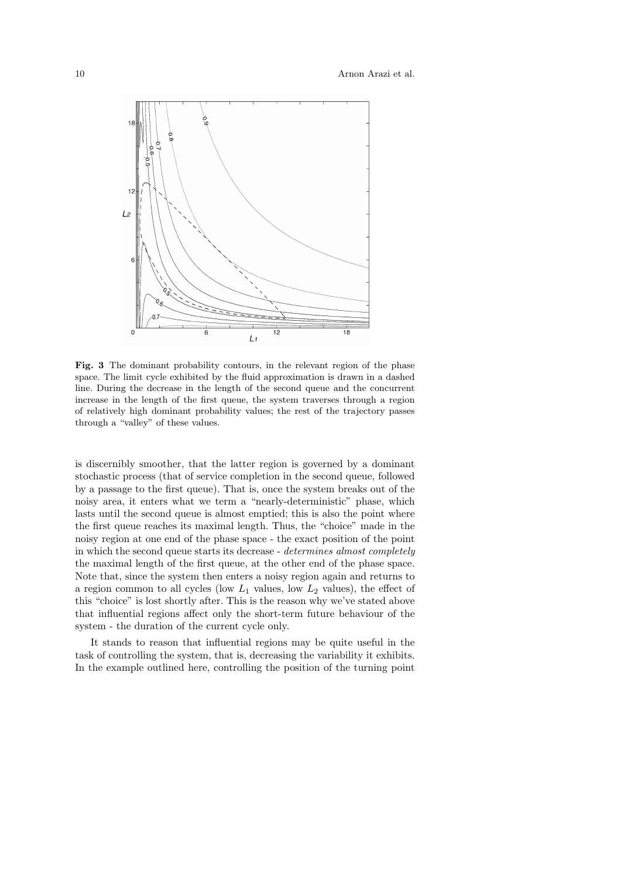18

12

$L_2$

6

0

6

12

18

$L_1$

0.9

0.8

0.7

0.6

0.5

0.5

0.6

0.7

**Fig. 3** The dominant probability contours, in the relevant region of the phase space. The limit cycle exhibited by the fluid approximation is drawn in a dashed line. During the decrease in the length of the second queue and the concurrent increase in the length of the first queue, the system traverses through a region of relatively high dominant probability values; the rest of the trajectory passes through a "valley" of these values.

is discernibly smoother, that the latter region is governed by a dominant stochastic process (that of service completion in the second queue, followed by a passage to the first queue). That is, once the system breaks out of the noisy area, it enters what we term a "nearly-deterministic" phase, which lasts until the second queue is almost emptied; this is also the point where the first queue reaches its maximal length. Thus, the "choice" made in the noisy region at one end of the phase space - the exact position of the point in which the second queue starts its decrease - *determines almost completely* the maximal length of the first queue, at the other end of the phase space. Note that, since the system then enters a noisy region again and returns to a region common to all cycles (low $L_1$ values, low $L_2$ values), the effect of this "choice" is lost shortly after. This is the reason why we've stated above that influential regions affect only the short-term future behaviour of the system - the duration of the current cycle only.

It stands to reason that influential regions may be quite useful in the task of controlling the system, that is, decreasing the variability it exhibits. In the example outlined here, controlling the position of the turning point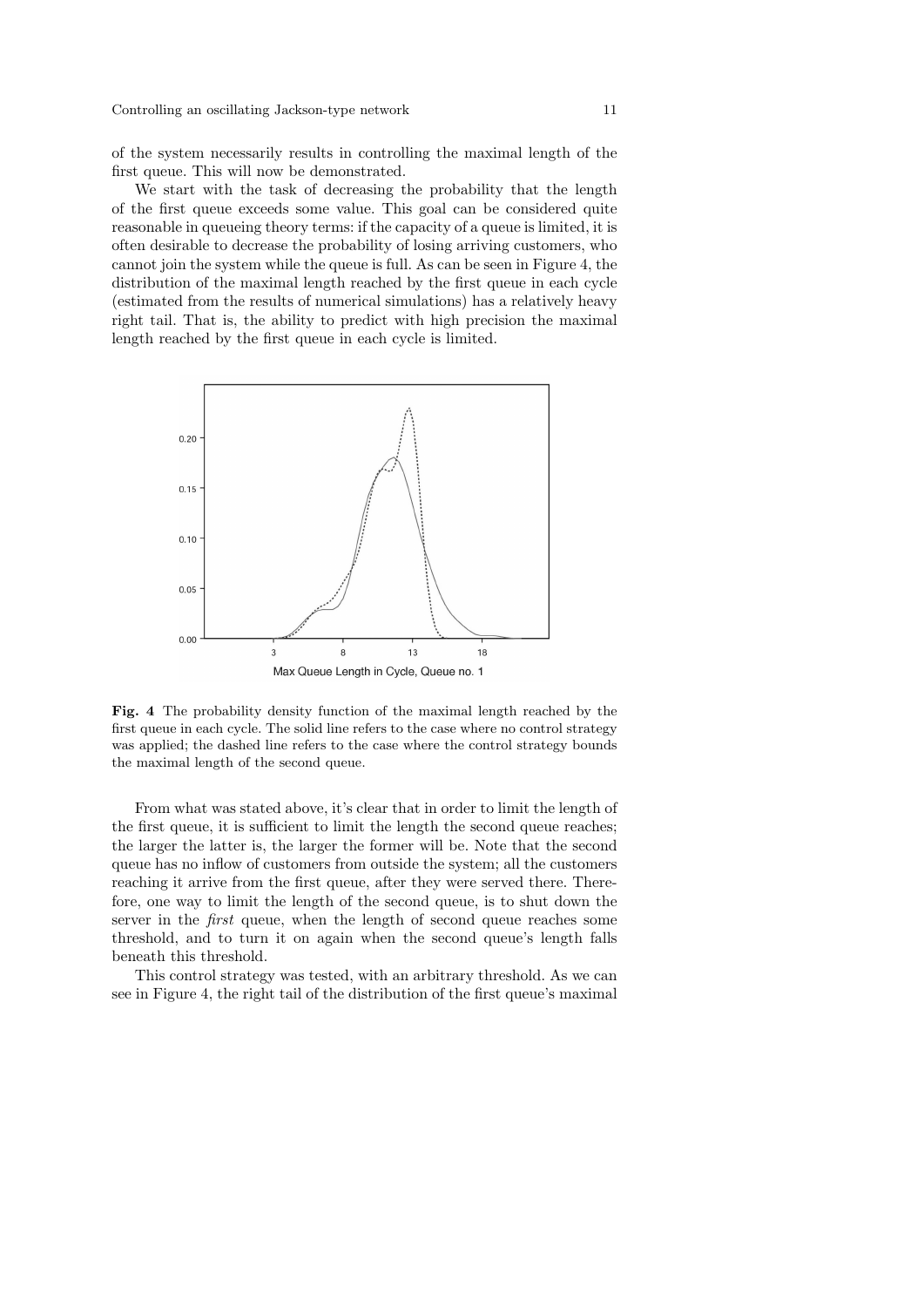of the system necessarily results in controlling the maximal length of the first queue. This will now be demonstrated.

We start with the task of decreasing the probability that the length of the first queue exceeds some value. This goal can be considered quite reasonable in queueing theory terms: if the capacity of a queue is limited, it is often desirable to decrease the probability of losing arriving customers, who cannot join the system while the queue is full. As can be seen in Figure 4, the distribution of the maximal length reached by the first queue in each cycle (estimated from the results of numerical simulations) has a relatively heavy right tail. That is, the ability to predict with high precision the maximal length reached by the first queue in each cycle is limited.

0.20
0.15
0.10
0.05
0.00
3
8
13
18
Max Queue Length in Cycle, Queue no. 1

**Fig. 4** The probability density function of the maximal length reached by the first queue in each cycle. The solid line refers to the case where no control strategy was applied; the dashed line refers to the case where the control strategy bounds the maximal length of the second queue.

From what was stated above, it's clear that in order to limit the length of the first queue, it is sufficient to limit the length the second queue reaches; the larger the latter is, the larger the former will be. Note that the second queue has no inflow of customers from outside the system; all the customers reaching it arrive from the first queue, after they were served there. Therefore, one way to limit the length of the second queue, is to shut down the server in the *first* queue, when the length of second queue reaches some threshold, and to turn it on again when the second queue's length falls beneath this threshold.

This control strategy was tested, with an arbitrary threshold. As we can see in Figure 4, the right tail of the distribution of the first queue's maximal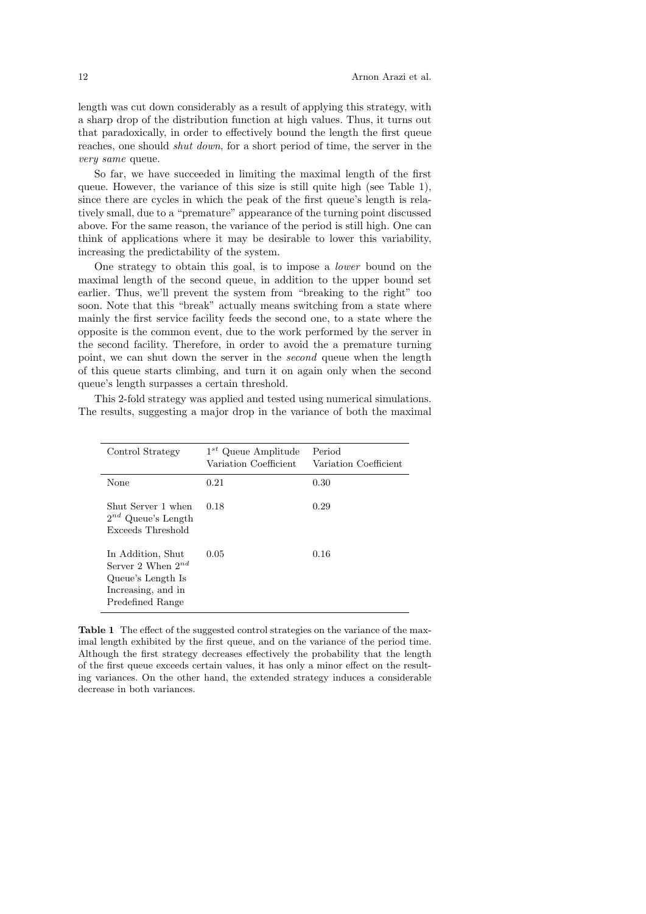length was cut down considerably as a result of applying this strategy, with a sharp drop of the distribution function at high values. Thus, it turns out that paradoxically, in order to effectively bound the length the first queue reaches, one should *shut down*, for a short period of time, the server in the *very same* queue.

So far, we have succeeded in limiting the maximal length of the first queue. However, the variance of this size is still quite high (see Table 1), since there are cycles in which the peak of the first queue's length is relatively small, due to a "premature" appearance of the turning point discussed above. For the same reason, the variance of the period is still high. One can think of applications where it may be desirable to lower this variability, increasing the predictability of the system.

One strategy to obtain this goal, is to impose a *lower* bound on the maximal length of the second queue, in addition to the upper bound set earlier. Thus, we'll prevent the system from "breaking to the right" too soon. Note that this "break" actually means switching from a state where mainly the first service facility feeds the second one, to a state where the opposite is the common event, due to the work performed by the server in the second facility. Therefore, in order to avoid the a premature turning point, we can shut down the server in the *second* queue when the length of this queue starts climbing, and turn it on again only when the second queue's length surpasses a certain threshold.

This 2-fold strategy was applied and tested using numerical simulations. The results, suggesting a major drop in the variance of both the maximal

| Control Strategy | $1^{st}$ Queue Amplitude Variation Coefficient | Period Variation Coefficient |
|---|---|---|
| None | 0.21 | 0.30 |
| Shut Server 1 when $2^{nd}$ Queue's Length Exceeds Threshold | 0.18 | 0.29 |
| In Addition, Shut Server 2 When $2^{nd}$ Queue's Length Is Increasing, and in Predefined Range | 0.05 | 0.16 |

**Table 1** The effect of the suggested control strategies on the variance of the maximal length exhibited by the first queue, and on the variance of the period time. Although the first strategy decreases effectively the probability that the length of the first queue exceeds certain values, it has only a minor effect on the resulting variances. On the other hand, the extended strategy induces a considerable decrease in both variances.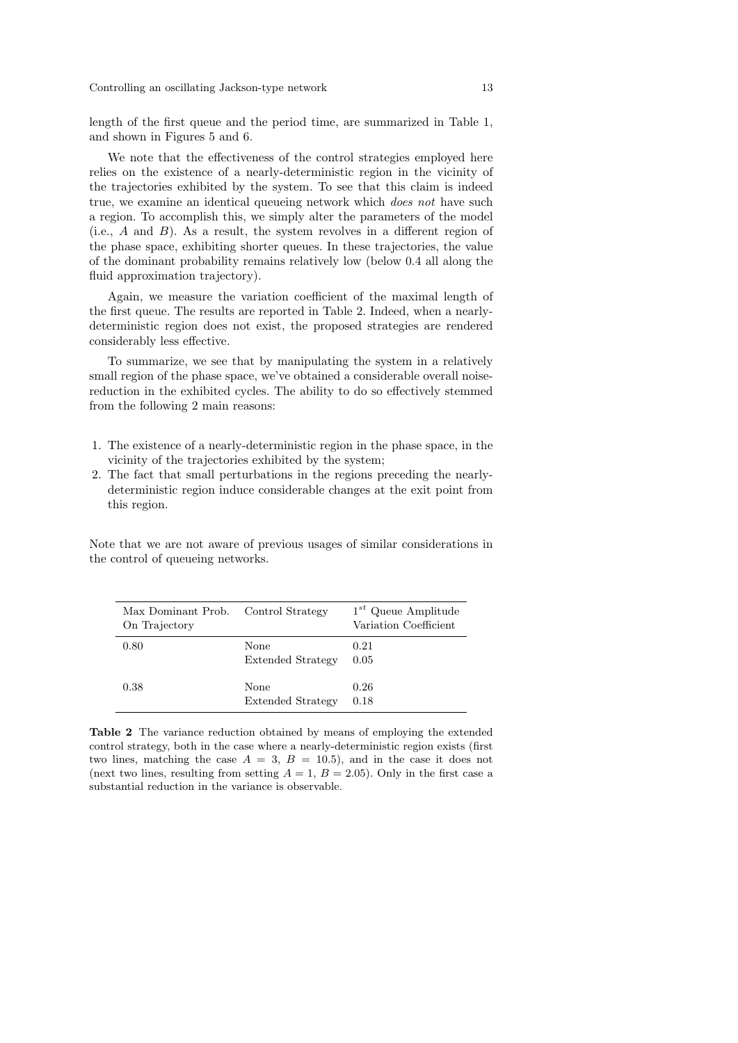length of the first queue and the period time, are summarized in Table 1, and shown in Figures 5 and 6.

We note that the effectiveness of the control strategies employed here relies on the existence of a nearly-deterministic region in the vicinity of the trajectories exhibited by the system. To see that this claim is indeed true, we examine an identical queueing network which *does not* have such a region. To accomplish this, we simply alter the parameters of the model (i.e., $A$ and $B$). As a result, the system revolves in a different region of the phase space, exhibiting shorter queues. In these trajectories, the value of the dominant probability remains relatively low (below 0.4 all along the fluid approximation trajectory).

Again, we measure the variation coefficient of the maximal length of the first queue. The results are reported in Table 2. Indeed, when a nearly-deterministic region does not exist, the proposed strategies are rendered considerably less effective.

To summarize, we see that by manipulating the system in a relatively small region of the phase space, we've obtained a considerable overall noise-reduction in the exhibited cycles. The ability to do so effectively stemmed from the following 2 main reasons:

1. The existence of a nearly-deterministic region in the phase space, in the vicinity of the trajectories exhibited by the system;
2. The fact that small perturbations in the regions preceding the nearly-deterministic region induce considerable changes at the exit point from this region.

Note that we are not aware of previous usages of similar considerations in the control of queueing networks.

| Max Dominant Prob. On Trajectory | Control Strategy | $1^{st}$ Queue Amplitude Variation Coefficient |
|---|---|---|
| 0.80 | None | 0.21 |
| | Extended Strategy | 0.05 |
| 0.38 | None | 0.26 |
| | Extended Strategy | 0.18 |

**Table 2** The variance reduction obtained by means of employing the extended control strategy, both in the case where a nearly-deterministic region exists (first two lines, matching the case $A = 3$, $B = 10.5$), and in the case it does not (next two lines, resulting from setting $A = 1$, $B = 2.05$). Only in the first case a substantial reduction in the variance is observable.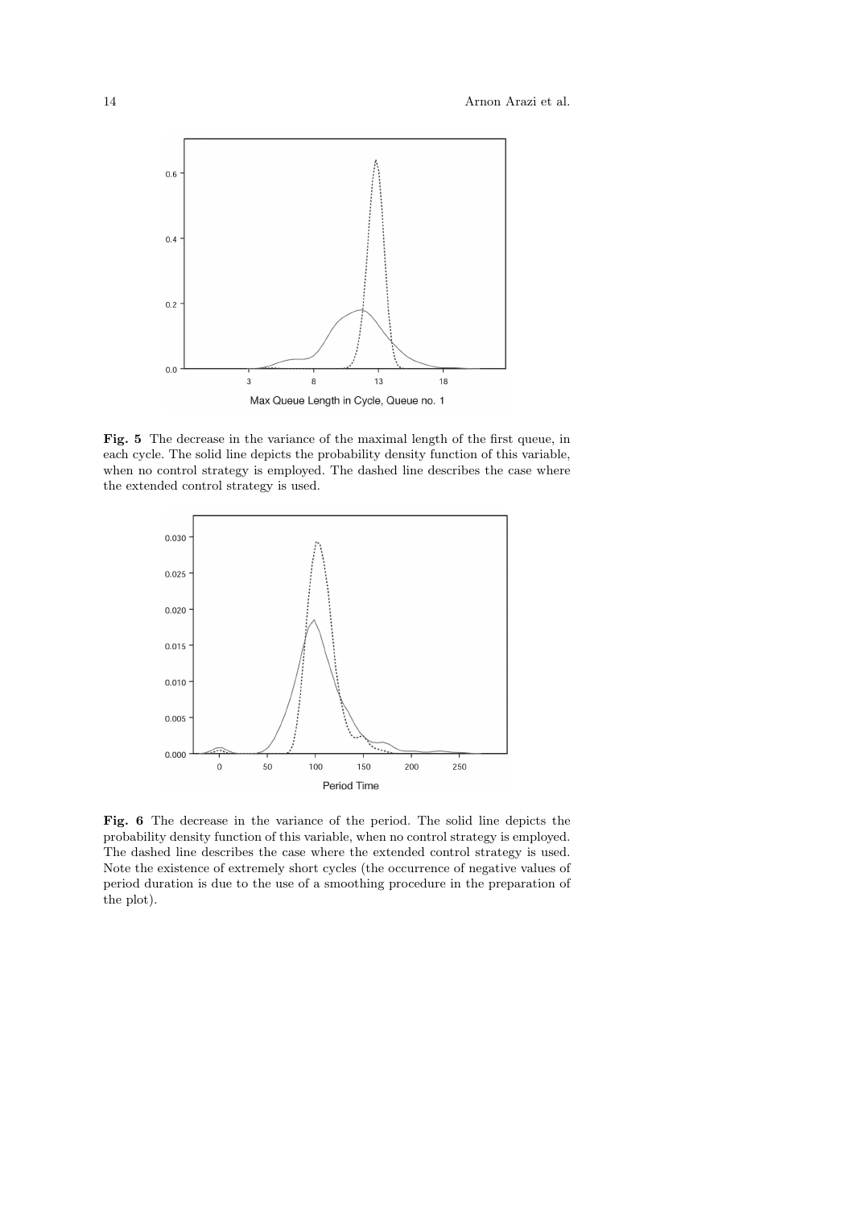0.6

0.4

0.2

0.0

3

8

13

18

Max Queue Length in Cycle, Queue no. 1

**Fig. 5** The decrease in the variance of the maximal length of the first queue, in each cycle. The solid line depicts the probability density function of this variable, when no control strategy is employed. The dashed line describes the case where the extended control strategy is used.

0.030

0.025

0.020

0.015

0.010

0.005

0.000

0

50

100

150

200

250

Period Time

**Fig. 6** The decrease in the variance of the period. The solid line depicts the probability density function of this variable, when no control strategy is employed. The dashed line describes the case where the extended control strategy is used. Note the existence of extremely short cycles (the occurrence of negative values of period duration is due to the use of a smoothing procedure in the preparation of the plot).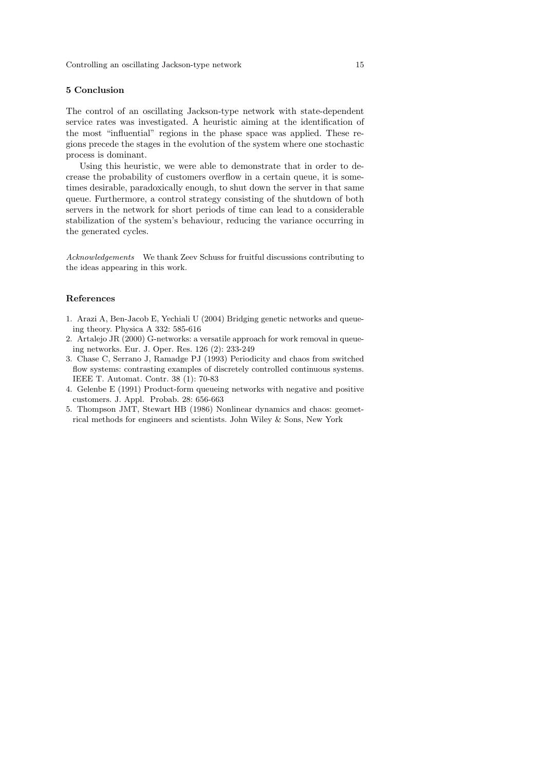## 5 Conclusion

The control of an oscillating Jackson-type network with state-dependent service rates was investigated. A heuristic aiming at the identification of the most "influential" regions in the phase space was applied. These regions precede the stages in the evolution of the system where one stochastic process is dominant.

Using this heuristic, we were able to demonstrate that in order to decrease the probability of customers overflow in a certain queue, it is sometimes desirable, paradoxically enough, to shut down the server in that same queue. Furthermore, a control strategy consisting of the shutdown of both servers in the network for short periods of time can lead to a considerable stabilization of the system's behaviour, reducing the variance occurring in the generated cycles.

*Acknowledgements* We thank Zeev Schuss for fruitful discussions contributing to the ideas appearing in this work.

## References

1. Arazi A, Ben-Jacob E, Yechiali U (2004) Bridging genetic networks and queueing theory. Physica A 332: 585-616
2. Artalejo JR (2000) G-networks: a versatile approach for work removal in queueing networks. Eur. J. Oper. Res. 126 (2): 233-249
3. Chase C, Serrano J, Ramadge PJ (1993) Periodicity and chaos from switched flow systems: contrasting examples of discretely controlled continuous systems. IEEE T. Automat. Contr. 38 (1): 70-83
4. Gelenbe E (1991) Product-form queueing networks with negative and positive customers. J. Appl. Probab. 28: 656-663
5. Thompson JMT, Stewart HB (1986) Nonlinear dynamics and chaos: geometrical methods for engineers and scientists. John Wiley & Sons, New York